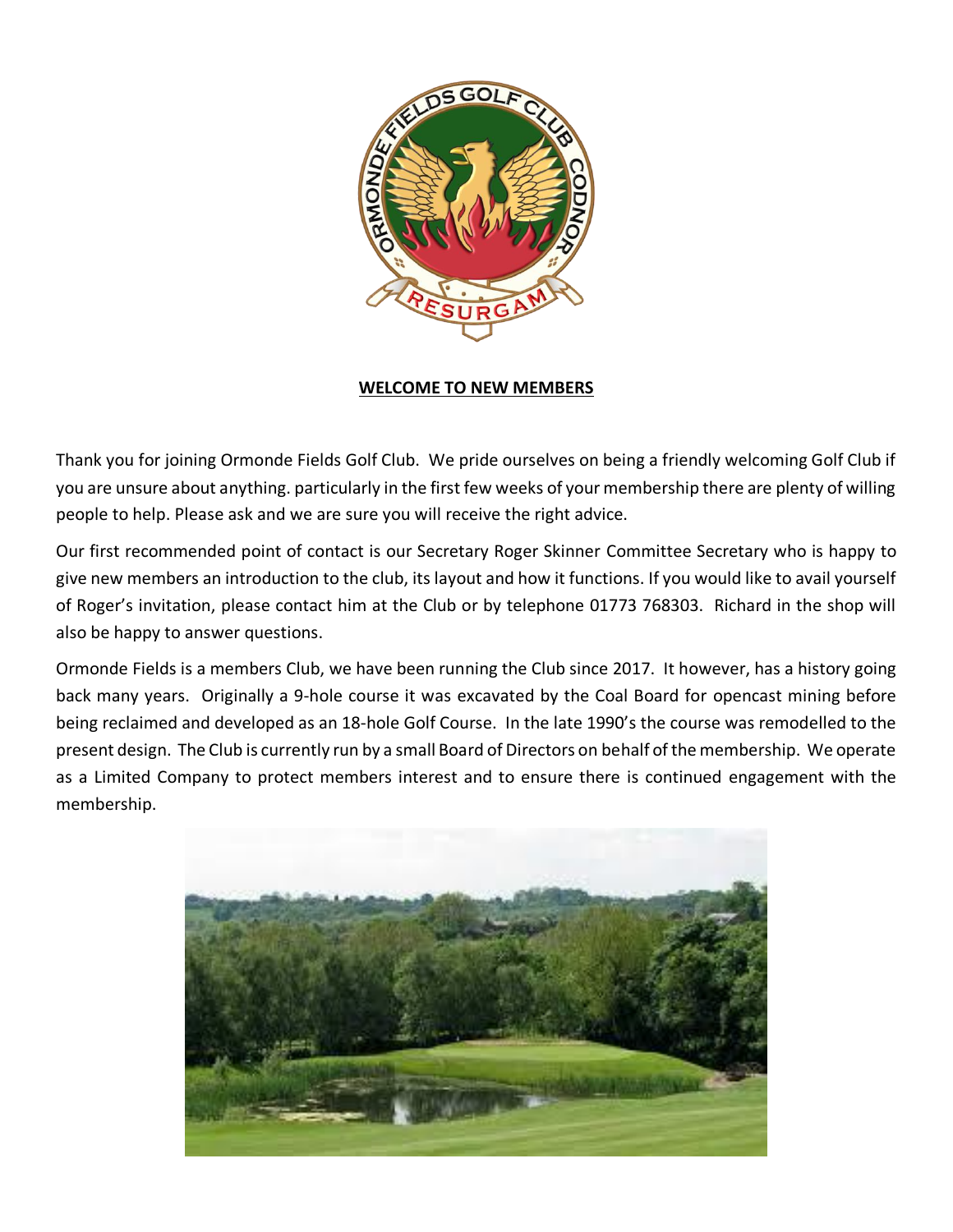**WELCOME TO NEW MEMBERS**

Thank you for joining Ormonde Fields Golf Club. We pride ourselves on being a friendly welcoming Golf Club if you are unsure about anything. particularly in the first few weeks of your membership there are plenty of willing people to help. Please ask and we are sure you will receive the right advice.

Our first recommended point of contact is our Secretary Roger Skinner Committee Secretary who is happy to give new members an introduction to the club, its layout and how it functions. If you would like to avail yourself of Roger's invitation, please contact him at the Club or by telephone 01773 768303. Richard in the shop will also be happy to answer questions.

Ormonde Fields is a members Club, we have been running the Club since 2017. It however, has a history going back many years. Originally a 9-hole course it was excavated by the Coal Board for opencast mining before being reclaimed and developed as an 18-hole Golf Course. In the late 1990's the course was remodelled to the present design. The Club is currently run by a small Board of Directors on behalf of the membership. We operate as a Limited Company to protect members interest and to ensure there is continued engagement with the membership.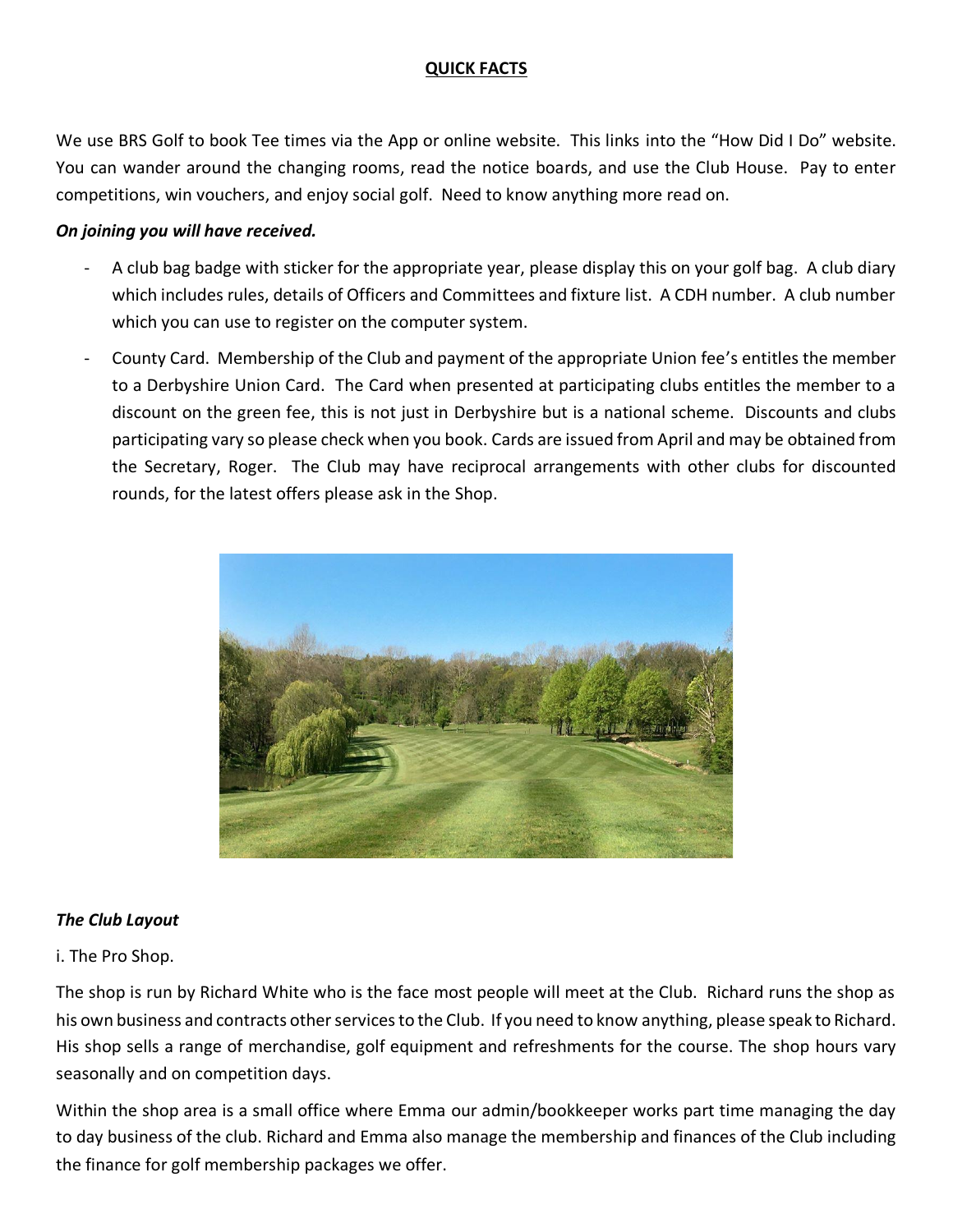## QUICK FACTS

We use BRS Golf to book Tee times via the App or online website. This links into the "How Did I Do" website. You can wander around the changing rooms, read the notice boards, and use the Club House. Pay to enter competitions, win vouchers, and enjoy social golf. Need to know anything more read on.

***On joining you will have received.***

- A club bag badge with sticker for the appropriate year, please display this on your golf bag. A club diary which includes rules, details of Officers and Committees and fixture list. A CDH number. A club number which you can use to register on the computer system.
- County Card. Membership of the Club and payment of the appropriate Union fee's entitles the member to a Derbyshire Union Card. The Card when presented at participating clubs entitles the member to a discount on the green fee, this is not just in Derbyshire but is a national scheme. Discounts and clubs participating vary so please check when you book. Cards are issued from April and may be obtained from the Secretary, Roger. The Club may have reciprocal arrangements with other clubs for discounted rounds, for the latest offers please ask in the Shop.

***The Club Layout***

i. The Pro Shop.

The shop is run by Richard White who is the face most people will meet at the Club. Richard runs the shop as his own business and contracts other services to the Club. If you need to know anything, please speak to Richard. His shop sells a range of merchandise, golf equipment and refreshments for the course. The shop hours vary seasonally and on competition days.

Within the shop area is a small office where Emma our admin/bookkeeper works part time managing the day to day business of the club. Richard and Emma also manage the membership and finances of the Club including the finance for golf membership packages we offer.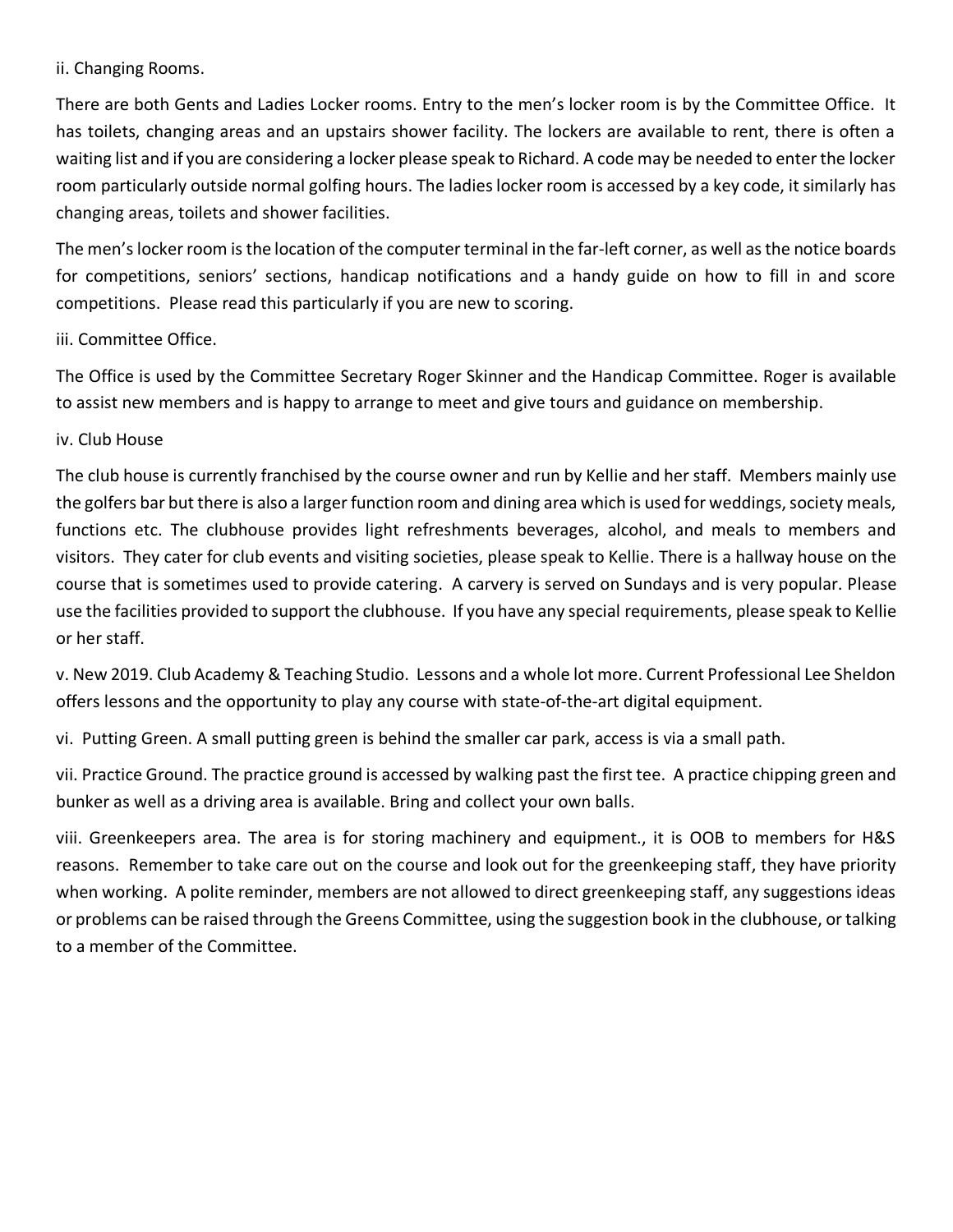ii. Changing Rooms.

There are both Gents and Ladies Locker rooms. Entry to the men's locker room is by the Committee Office. It has toilets, changing areas and an upstairs shower facility. The lockers are available to rent, there is often a waiting list and if you are considering a locker please speak to Richard. A code may be needed to enter the locker room particularly outside normal golfing hours. The ladies locker room is accessed by a key code, it similarly has changing areas, toilets and shower facilities.

The men's locker room is the location of the computer terminal in the far-left corner, as well as the notice boards for competitions, seniors' sections, handicap notifications and a handy guide on how to fill in and score competitions. Please read this particularly if you are new to scoring.

iii. Committee Office.

The Office is used by the Committee Secretary Roger Skinner and the Handicap Committee. Roger is available to assist new members and is happy to arrange to meet and give tours and guidance on membership.

iv. Club House

The club house is currently franchised by the course owner and run by Kellie and her staff. Members mainly use the golfers bar but there is also a larger function room and dining area which is used for weddings, society meals, functions etc. The clubhouse provides light refreshments beverages, alcohol, and meals to members and visitors. They cater for club events and visiting societies, please speak to Kellie. There is a hallway house on the course that is sometimes used to provide catering. A carvery is served on Sundays and is very popular. Please use the facilities provided to support the clubhouse. If you have any special requirements, please speak to Kellie or her staff.

v. New 2019. Club Academy & Teaching Studio. Lessons and a whole lot more. Current Professional Lee Sheldon offers lessons and the opportunity to play any course with state-of-the-art digital equipment.

vi. Putting Green. A small putting green is behind the smaller car park, access is via a small path.

vii. Practice Ground. The practice ground is accessed by walking past the first tee. A practice chipping green and bunker as well as a driving area is available. Bring and collect your own balls.

viii. Greenkeepers area. The area is for storing machinery and equipment., it is OOB to members for H&S reasons. Remember to take care out on the course and look out for the greenkeeping staff, they have priority when working. A polite reminder, members are not allowed to direct greenkeeping staff, any suggestions ideas or problems can be raised through the Greens Committee, using the suggestion book in the clubhouse, or talking to a member of the Committee.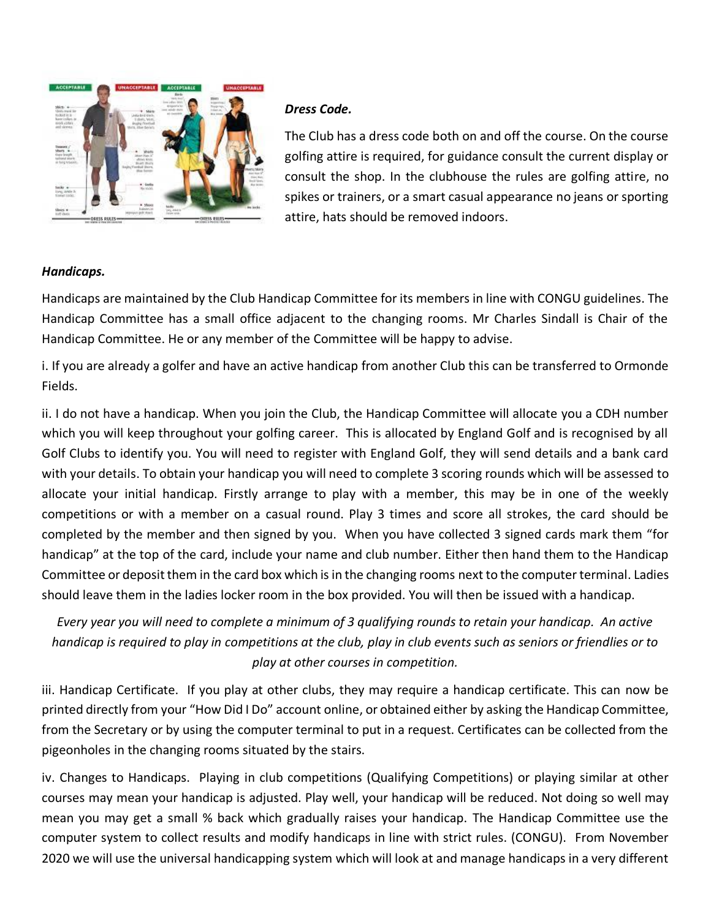***Dress Code.***

The Club has a dress code both on and off the course. On the course golfing attire is required, for guidance consult the current display or consult the shop. In the clubhouse the rules are golfing attire, no spikes or trainers, or a smart casual appearance no jeans or sporting attire, hats should be removed indoors.

***Handicaps.***

Handicaps are maintained by the Club Handicap Committee for its members in line with CONGU guidelines. The Handicap Committee has a small office adjacent to the changing rooms. Mr Charles Sindall is Chair of the Handicap Committee. He or any member of the Committee will be happy to advise.

i. If you are already a golfer and have an active handicap from another Club this can be transferred to Ormonde Fields.

ii. I do not have a handicap. When you join the Club, the Handicap Committee will allocate you a CDH number which you will keep throughout your golfing career. This is allocated by England Golf and is recognised by all Golf Clubs to identify you. You will need to register with England Golf, they will send details and a bank card with your details. To obtain your handicap you will need to complete 3 scoring rounds which will be assessed to allocate your initial handicap. Firstly arrange to play with a member, this may be in one of the weekly competitions or with a member on a casual round. Play 3 times and score all strokes, the card should be completed by the member and then signed by you. When you have collected 3 signed cards mark them "for handicap" at the top of the card, include your name and club number. Either then hand them to the Handicap Committee or deposit them in the card box which is in the changing rooms next to the computer terminal. Ladies should leave them in the ladies locker room in the box provided. You will then be issued with a handicap.

*Every year you will need to complete a minimum of 3 qualifying rounds to retain your handicap. An active handicap is required to play in competitions at the club, play in club events such as seniors or friendlies or to play at other courses in competition.*

iii. Handicap Certificate. If you play at other clubs, they may require a handicap certificate. This can now be printed directly from your "How Did I Do" account online, or obtained either by asking the Handicap Committee, from the Secretary or by using the computer terminal to put in a request. Certificates can be collected from the pigeonholes in the changing rooms situated by the stairs.

iv. Changes to Handicaps. Playing in club competitions (Qualifying Competitions) or playing similar at other courses may mean your handicap is adjusted. Play well, your handicap will be reduced. Not doing so well may mean you may get a small % back which gradually raises your handicap. The Handicap Committee use the computer system to collect results and modify handicaps in line with strict rules. (CONGU). From November 2020 we will use the universal handicapping system which will look at and manage handicaps in a very different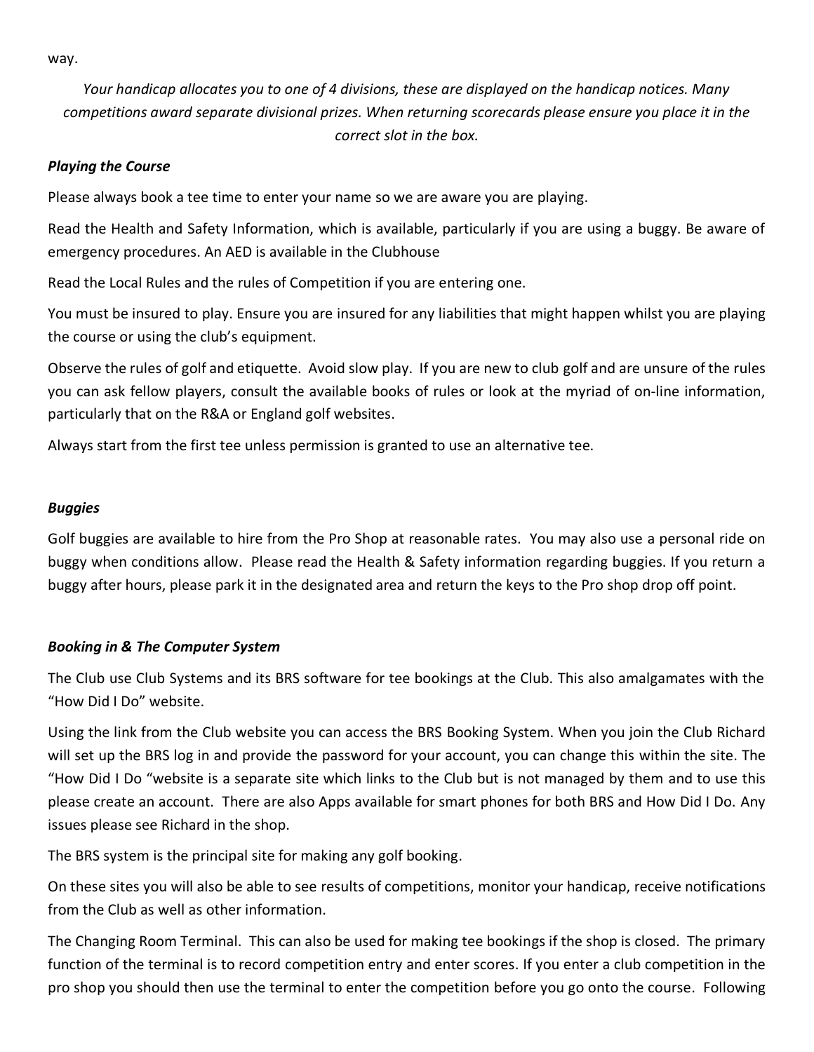way.

*Your handicap allocates you to one of 4 divisions, these are displayed on the handicap notices. Many competitions award separate divisional prizes. When returning scorecards please ensure you place it in the correct slot in the box.*

### *Playing the Course*

Please always book a tee time to enter your name so we are aware you are playing.

Read the Health and Safety Information, which is available, particularly if you are using a buggy. Be aware of emergency procedures. An AED is available in the Clubhouse

Read the Local Rules and the rules of Competition if you are entering one.

You must be insured to play. Ensure you are insured for any liabilities that might happen whilst you are playing the course or using the club's equipment.

Observe the rules of golf and etiquette. Avoid slow play. If you are new to club golf and are unsure of the rules you can ask fellow players, consult the available books of rules or look at the myriad of on-line information, particularly that on the R&A or England golf websites.

Always start from the first tee unless permission is granted to use an alternative tee.

### *Buggies*

Golf buggies are available to hire from the Pro Shop at reasonable rates. You may also use a personal ride on buggy when conditions allow. Please read the Health & Safety information regarding buggies. If you return a buggy after hours, please park it in the designated area and return the keys to the Pro shop drop off point.

### *Booking in & The Computer System*

The Club use Club Systems and its BRS software for tee bookings at the Club. This also amalgamates with the "How Did I Do" website.

Using the link from the Club website you can access the BRS Booking System. When you join the Club Richard will set up the BRS log in and provide the password for your account, you can change this within the site. The "How Did I Do "website is a separate site which links to the Club but is not managed by them and to use this please create an account. There are also Apps available for smart phones for both BRS and How Did I Do. Any issues please see Richard in the shop.

The BRS system is the principal site for making any golf booking.

On these sites you will also be able to see results of competitions, monitor your handicap, receive notifications from the Club as well as other information.

The Changing Room Terminal. This can also be used for making tee bookings if the shop is closed. The primary function of the terminal is to record competition entry and enter scores. If you enter a club competition in the pro shop you should then use the terminal to enter the competition before you go onto the course. Following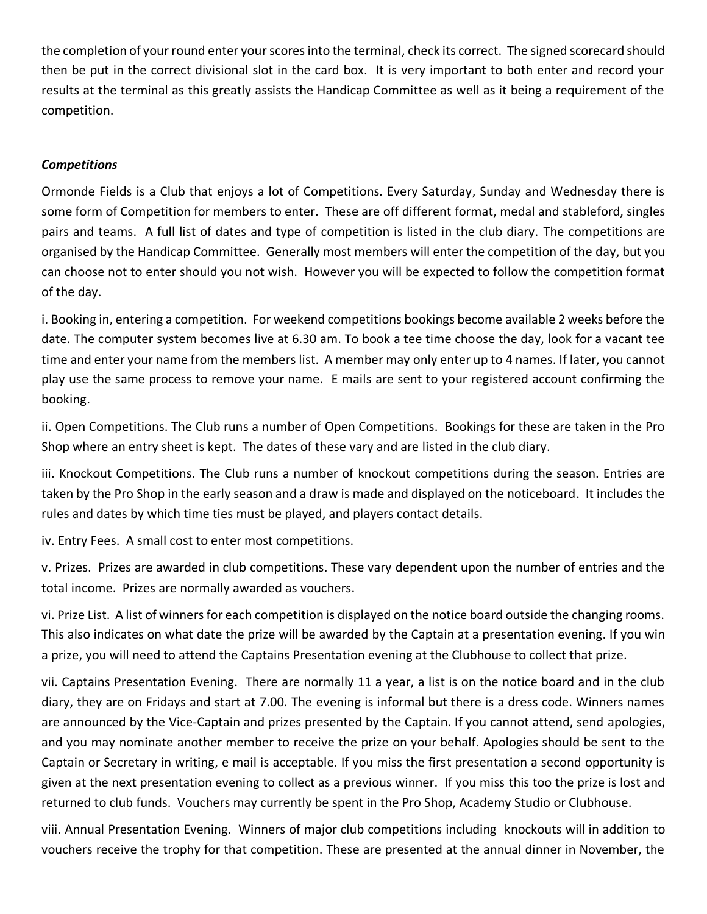the completion of your round enter your scores into the terminal, check its correct. The signed scorecard should then be put in the correct divisional slot in the card box. It is very important to both enter and record your results at the terminal as this greatly assists the Handicap Committee as well as it being a requirement of the competition.

***Competitions***

Ormonde Fields is a Club that enjoys a lot of Competitions. Every Saturday, Sunday and Wednesday there is some form of Competition for members to enter. These are off different format, medal and stableford, singles pairs and teams. A full list of dates and type of competition is listed in the club diary. The competitions are organised by the Handicap Committee. Generally most members will enter the competition of the day, but you can choose not to enter should you not wish. However you will be expected to follow the competition format of the day.

i. Booking in, entering a competition. For weekend competitions bookings become available 2 weeks before the date. The computer system becomes live at 6.30 am. To book a tee time choose the day, look for a vacant tee time and enter your name from the members list. A member may only enter up to 4 names. If later, you cannot play use the same process to remove your name. E mails are sent to your registered account confirming the booking.

ii. Open Competitions. The Club runs a number of Open Competitions. Bookings for these are taken in the Pro Shop where an entry sheet is kept. The dates of these vary and are listed in the club diary.

iii. Knockout Competitions. The Club runs a number of knockout competitions during the season. Entries are taken by the Pro Shop in the early season and a draw is made and displayed on the noticeboard. It includes the rules and dates by which time ties must be played, and players contact details.

iv. Entry Fees. A small cost to enter most competitions.

v. Prizes. Prizes are awarded in club competitions. These vary dependent upon the number of entries and the total income. Prizes are normally awarded as vouchers.

vi. Prize List. A list of winners for each competition is displayed on the notice board outside the changing rooms. This also indicates on what date the prize will be awarded by the Captain at a presentation evening. If you win a prize, you will need to attend the Captains Presentation evening at the Clubhouse to collect that prize.

vii. Captains Presentation Evening. There are normally 11 a year, a list is on the notice board and in the club diary, they are on Fridays and start at 7.00. The evening is informal but there is a dress code. Winners names are announced by the Vice-Captain and prizes presented by the Captain. If you cannot attend, send apologies, and you may nominate another member to receive the prize on your behalf. Apologies should be sent to the Captain or Secretary in writing, e mail is acceptable. If you miss the first presentation a second opportunity is given at the next presentation evening to collect as a previous winner. If you miss this too the prize is lost and returned to club funds. Vouchers may currently be spent in the Pro Shop, Academy Studio or Clubhouse.

viii. Annual Presentation Evening. Winners of major club competitions including knockouts will in addition to vouchers receive the trophy for that competition. These are presented at the annual dinner in November, the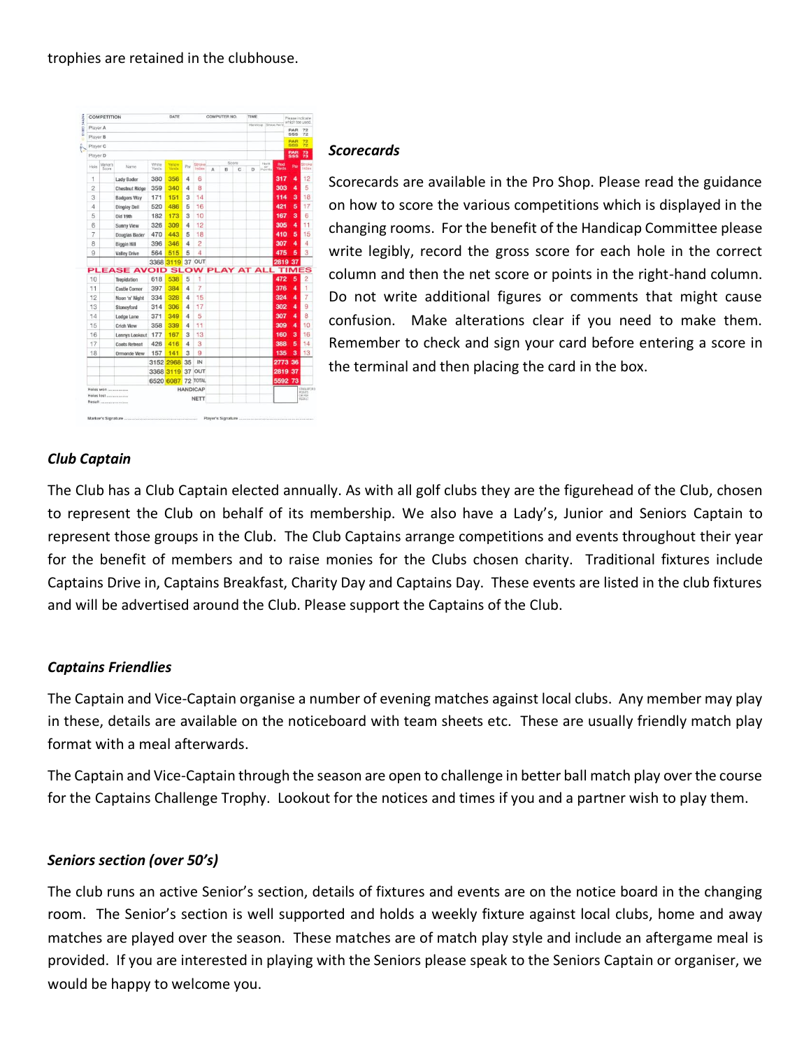trophies are retained in the clubhouse.

| Hole | Name | White Yards | Yellow Yards | Par | Stroke Index | Red Yards | Par | Stroke Index |
|---|---|---|---|---|---|---|---|---|
| 1 | Lady Bader | 380 | 356 | 4 | 6 | 317 | 4 | 12 |
| 2 | Chestnut Ridge | 359 | 340 | 4 | 8 | 303 | 4 | 5 |
| 3 | Badgers Way | 171 | 151 | 3 | 14 | 114 | 3 | 18 |
| 4 | Dingley Dell | 520 | 486 | 5 | 16 | 421 | 5 | 17 |
| 5 | Old 19th | 182 | 173 | 3 | 10 | 167 | 3 | 6 |
| 6 | Sunny View | 326 | 309 | 4 | 12 | 305 | 4 | 11 |
| 7 | Douglas Bader | 470 | 443 | 5 | 18 | 410 | 5 | 15 |
| 8 | Biggin Hill | 396 | 346 | 4 | 2 | 307 | 4 | 4 |
| 9 | Valley Drive | 564 | 515 | 5 | 4 | 475 | 5 | 3 |
| OUT | | 3368 | 3119 | 37 | | 2819 | 37 | |
| 10 | Trepidation | 618 | 538 | 5 | 1 | 472 | 5 | 2 |
| 11 | Castle Corner | 397 | 384 | 4 | 7 | 376 | 4 | 1 |
| 12 | Noon 'n' Night | 334 | 328 | 4 | 15 | 324 | 4 | 7 |
| 13 | Stoneyford | 314 | 306 | 4 | 17 | 302 | 4 | 9 |
| 14 | Lodge Lane | 371 | 349 | 4 | 5 | 307 | 4 | 8 |
| 15 | Crich View | 358 | 339 | 4 | 11 | 309 | 4 | 10 |
| 16 | Lennys Lookout | 177 | 167 | 3 | 13 | 160 | 3 | 16 |
| 17 | Coats Retreat | 426 | 416 | 4 | 3 | 388 | 5 | 14 |
| 18 | Ormonde View | 157 | 141 | 3 | 9 | 135 | 3 | 13 |
| IN | | 3152 | 2968 | 35 | | 2773 | 36 | |
| OUT | | 3368 | 3119 | 37 | | 2819 | 37 | |
| TOTAL | | 6520 | 6087 | 72 | | 5592 | 73 | |

PLEASE AVOID SLOW PLAY AT ALL TIMES

### *Scorecards*

Scorecards are available in the Pro Shop. Please read the guidance on how to score the various competitions which is displayed in the changing rooms. For the benefit of the Handicap Committee please write legibly, record the gross score for each hole in the correct column and then the net score or points in the right-hand column. Do not write additional figures or comments that might cause confusion. Make alterations clear if you need to make them. Remember to check and sign your card before entering a score in the terminal and then placing the card in the box.

### *Club Captain*

The Club has a Club Captain elected annually. As with all golf clubs they are the figurehead of the Club, chosen to represent the Club on behalf of its membership. We also have a Lady's, Junior and Seniors Captain to represent those groups in the Club. The Club Captains arrange competitions and events throughout their year for the benefit of members and to raise monies for the Clubs chosen charity. Traditional fixtures include Captains Drive in, Captains Breakfast, Charity Day and Captains Day. These events are listed in the club fixtures and will be advertised around the Club. Please support the Captains of the Club.

### *Captains Friendlies*

The Captain and Vice-Captain organise a number of evening matches against local clubs. Any member may play in these, details are available on the noticeboard with team sheets etc. These are usually friendly match play format with a meal afterwards.

The Captain and Vice-Captain through the season are open to challenge in better ball match play over the course for the Captains Challenge Trophy. Lookout for the notices and times if you and a partner wish to play them.

### *Seniors section (over 50's)*

The club runs an active Senior's section, details of fixtures and events are on the notice board in the changing room. The Senior's section is well supported and holds a weekly fixture against local clubs, home and away matches are played over the season. These matches are of match play style and include an aftergame meal is provided. If you are interested in playing with the Seniors please speak to the Seniors Captain or organiser, we would be happy to welcome you.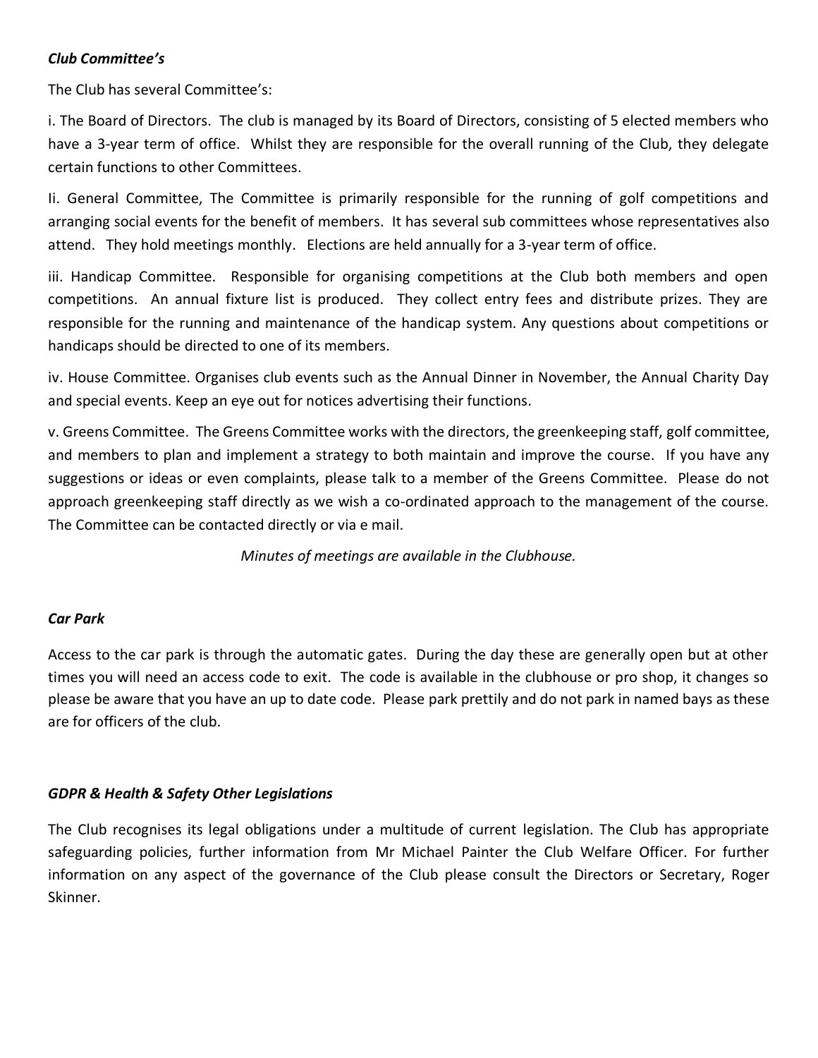***Club Committee's***

The Club has several Committee's:

i. The Board of Directors. The club is managed by its Board of Directors, consisting of 5 elected members who have a 3-year term of office. Whilst they are responsible for the overall running of the Club, they delegate certain functions to other Committees.

Ii. General Committee, The Committee is primarily responsible for the running of golf competitions and arranging social events for the benefit of members. It has several sub committees whose representatives also attend. They hold meetings monthly. Elections are held annually for a 3-year term of office.

iii. Handicap Committee. Responsible for organising competitions at the Club both members and open competitions. An annual fixture list is produced. They collect entry fees and distribute prizes. They are responsible for the running and maintenance of the handicap system. Any questions about competitions or handicaps should be directed to one of its members.

iv. House Committee. Organises club events such as the Annual Dinner in November, the Annual Charity Day and special events. Keep an eye out for notices advertising their functions.

v. Greens Committee. The Greens Committee works with the directors, the greenkeeping staff, golf committee, and members to plan and implement a strategy to both maintain and improve the course. If you have any suggestions or ideas or even complaints, please talk to a member of the Greens Committee. Please do not approach greenkeeping staff directly as we wish a co-ordinated approach to the management of the course. The Committee can be contacted directly or via e mail.

*Minutes of meetings are available in the Clubhouse.*

***Car Park***

Access to the car park is through the automatic gates. During the day these are generally open but at other times you will need an access code to exit. The code is available in the clubhouse or pro shop, it changes so please be aware that you have an up to date code. Please park prettily and do not park in named bays as these are for officers of the club.

***GDPR & Health & Safety Other Legislations***

The Club recognises its legal obligations under a multitude of current legislation. The Club has appropriate safeguarding policies, further information from Mr Michael Painter the Club Welfare Officer. For further information on any aspect of the governance of the Club please consult the Directors or Secretary, Roger Skinner.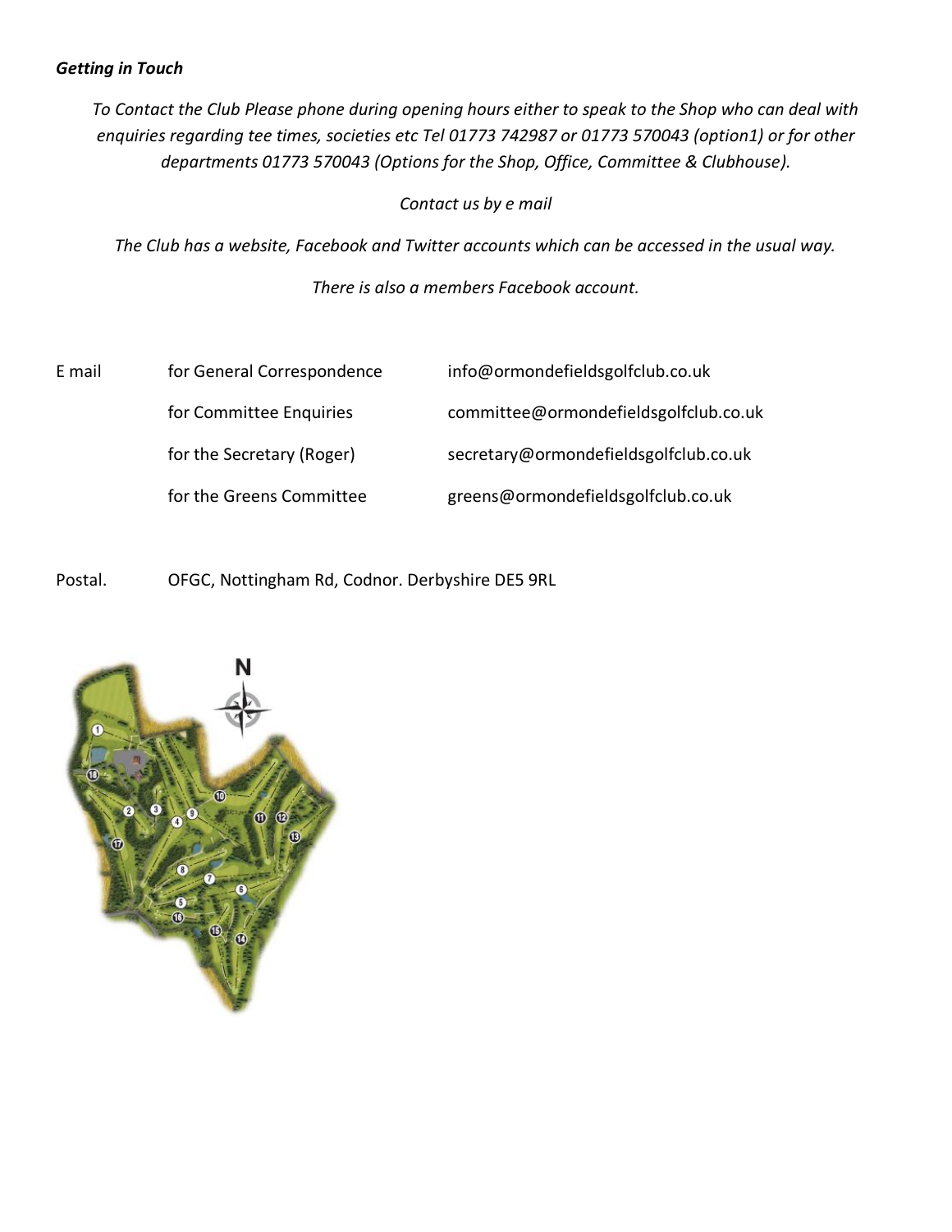***Getting in Touch***

*To Contact the Club Please phone during opening hours either to speak to the Shop who can deal with enquiries regarding tee times, societies etc Tel 01773 742987 or 01773 570043 (option1) or for other departments 01773 570043 (Options for the Shop, Office, Committee & Clubhouse).*

*Contact us by e mail*

*The Club has a website, Facebook and Twitter accounts which can be accessed in the usual way.*

*There is also a members Facebook account.*

| E mail | for General Correspondence | info@ormondefieldsgolfclub.co.uk |
|---|---|---|
| | for Committee Enquiries | committee@ormondefieldsgolfclub.co.uk |
| | for the Secretary (Roger) | secretary@ormondefieldsgolfclub.co.uk |
| | for the Greens Committee | greens@ormondefieldsgolfclub.co.uk |

Postal. OFGC, Nottingham Rd, Codnor. Derbyshire DE5 9RL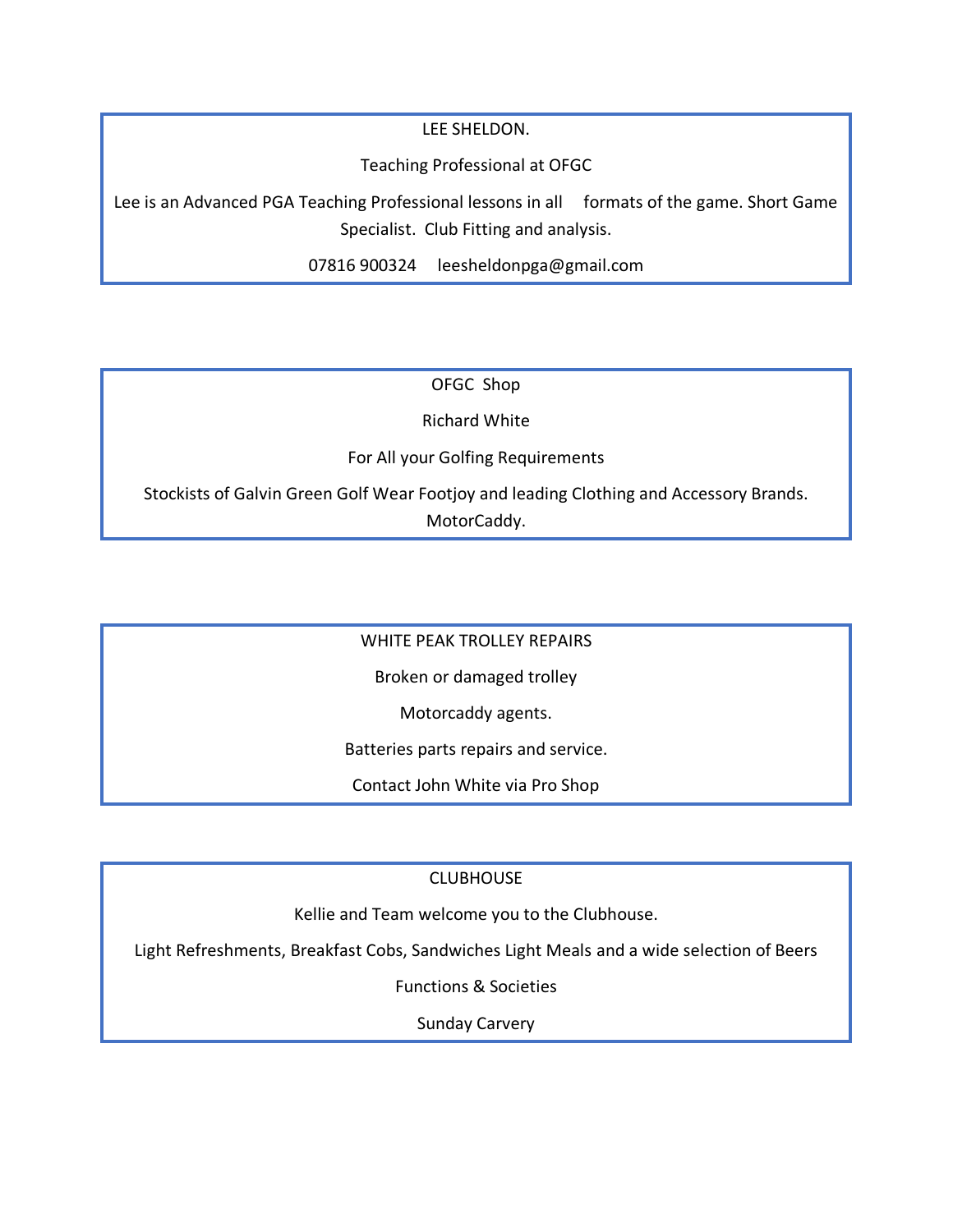LEE SHELDON.

Teaching Professional at OFGC

Lee is an Advanced PGA Teaching Professional lessons in all formats of the game. Short Game Specialist. Club Fitting and analysis.

07816 900324 leesheldonpga@gmail.com

---

OFGC Shop

Richard White

For All your Golfing Requirements

Stockists of Galvin Green Golf Wear Footjoy and leading Clothing and Accessory Brands. MotorCaddy.

---

WHITE PEAK TROLLEY REPAIRS

Broken or damaged trolley

Motorcaddy agents.

Batteries parts repairs and service.

Contact John White via Pro Shop

---

CLUBHOUSE

Kellie and Team welcome you to the Clubhouse.

Light Refreshments, Breakfast Cobs, Sandwiches Light Meals and a wide selection of Beers

Functions & Societies

Sunday Carvery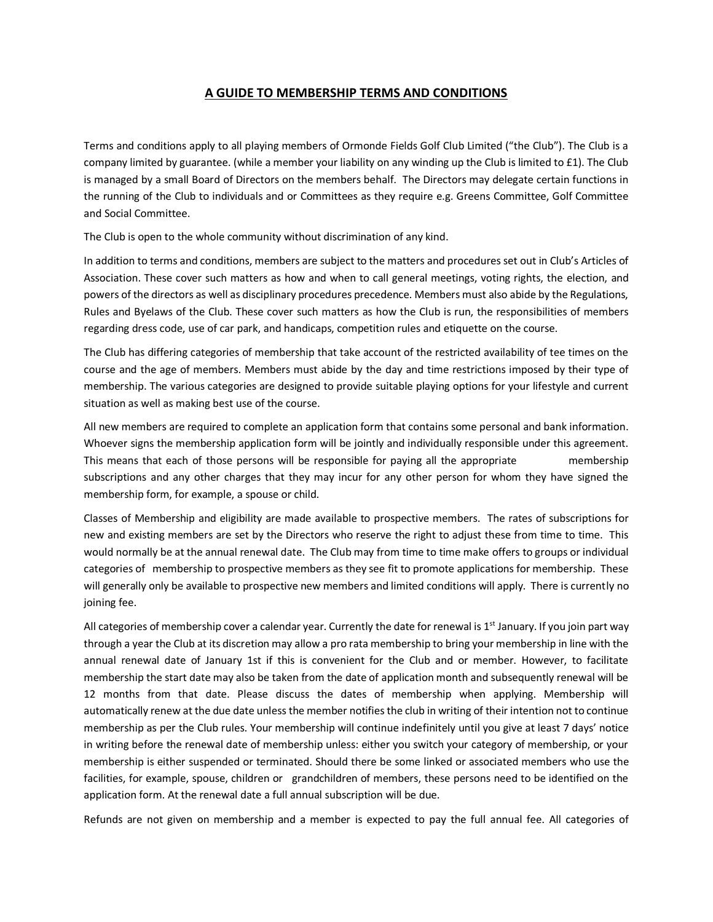## A GUIDE TO MEMBERSHIP TERMS AND CONDITIONS

Terms and conditions apply to all playing members of Ormonde Fields Golf Club Limited ("the Club"). The Club is a company limited by guarantee. (while a member your liability on any winding up the Club is limited to £1). The Club is managed by a small Board of Directors on the members behalf. The Directors may delegate certain functions in the running of the Club to individuals and or Committees as they require e.g. Greens Committee, Golf Committee and Social Committee.

The Club is open to the whole community without discrimination of any kind.

In addition to terms and conditions, members are subject to the matters and procedures set out in Club's Articles of Association. These cover such matters as how and when to call general meetings, voting rights, the election, and powers of the directors as well as disciplinary procedures precedence. Members must also abide by the Regulations, Rules and Byelaws of the Club. These cover such matters as how the Club is run, the responsibilities of members regarding dress code, use of car park, and handicaps, competition rules and etiquette on the course.

The Club has differing categories of membership that take account of the restricted availability of tee times on the course and the age of members. Members must abide by the day and time restrictions imposed by their type of membership. The various categories are designed to provide suitable playing options for your lifestyle and current situation as well as making best use of the course.

All new members are required to complete an application form that contains some personal and bank information. Whoever signs the membership application form will be jointly and individually responsible under this agreement. This means that each of those persons will be responsible for paying all the appropriate membership subscriptions and any other charges that they may incur for any other person for whom they have signed the membership form, for example, a spouse or child.

Classes of Membership and eligibility are made available to prospective members. The rates of subscriptions for new and existing members are set by the Directors who reserve the right to adjust these from time to time. This would normally be at the annual renewal date. The Club may from time to time make offers to groups or individual categories of membership to prospective members as they see fit to promote applications for membership. These will generally only be available to prospective new members and limited conditions will apply. There is currently no joining fee.

All categories of membership cover a calendar year. Currently the date for renewal is 1st January. If you join part way through a year the Club at its discretion may allow a pro rata membership to bring your membership in line with the annual renewal date of January 1st if this is convenient for the Club and or member. However, to facilitate membership the start date may also be taken from the date of application month and subsequently renewal will be 12 months from that date. Please discuss the dates of membership when applying. Membership will automatically renew at the due date unless the member notifies the club in writing of their intention not to continue membership as per the Club rules. Your membership will continue indefinitely until you give at least 7 days' notice in writing before the renewal date of membership unless: either you switch your category of membership, or your membership is either suspended or terminated. Should there be some linked or associated members who use the facilities, for example, spouse, children or grandchildren of members, these persons need to be identified on the application form. At the renewal date a full annual subscription will be due.

Refunds are not given on membership and a member is expected to pay the full annual fee. All categories of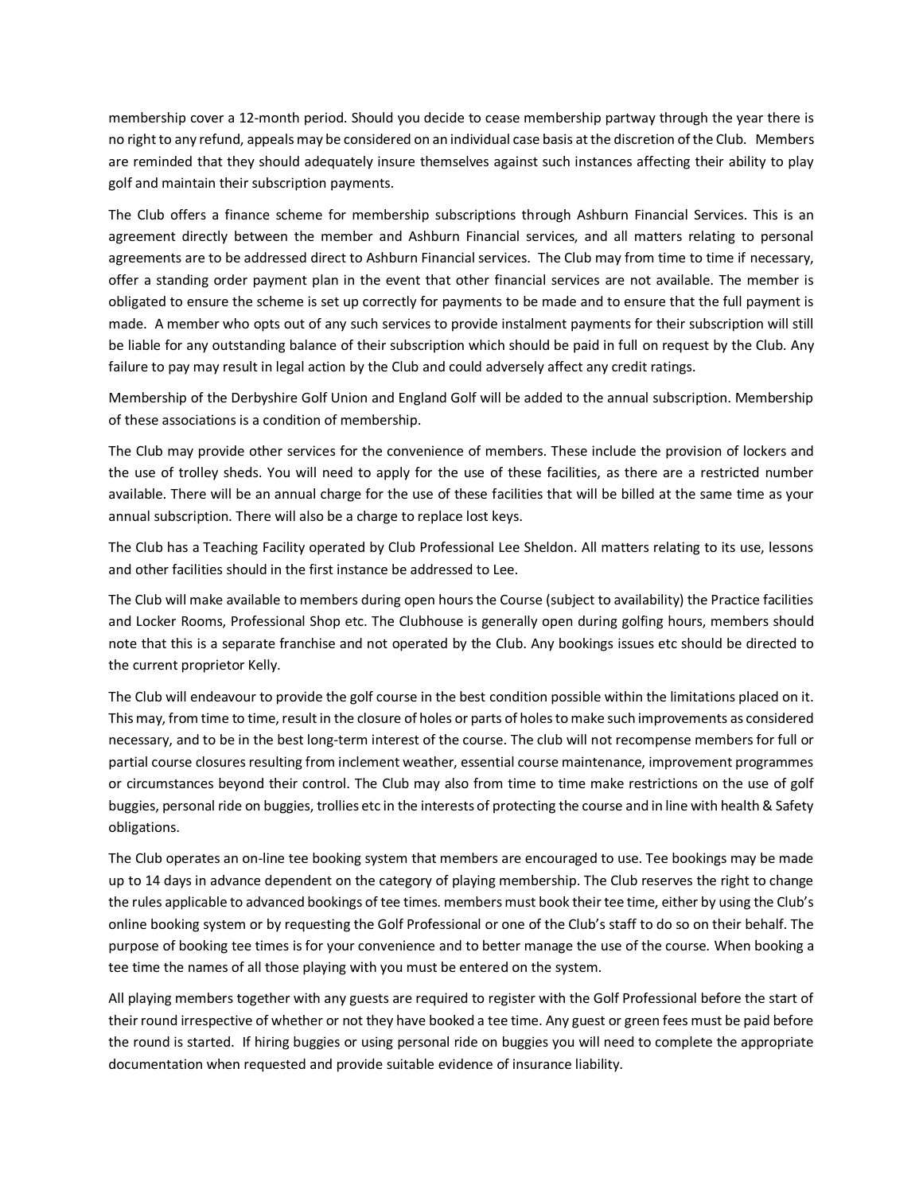membership cover a 12-month period. Should you decide to cease membership partway through the year there is no right to any refund, appeals may be considered on an individual case basis at the discretion of the Club. Members are reminded that they should adequately insure themselves against such instances affecting their ability to play golf and maintain their subscription payments.

The Club offers a finance scheme for membership subscriptions through Ashburn Financial Services. This is an agreement directly between the member and Ashburn Financial services, and all matters relating to personal agreements are to be addressed direct to Ashburn Financial services. The Club may from time to time if necessary, offer a standing order payment plan in the event that other financial services are not available. The member is obligated to ensure the scheme is set up correctly for payments to be made and to ensure that the full payment is made. A member who opts out of any such services to provide instalment payments for their subscription will still be liable for any outstanding balance of their subscription which should be paid in full on request by the Club. Any failure to pay may result in legal action by the Club and could adversely affect any credit ratings.

Membership of the Derbyshire Golf Union and England Golf will be added to the annual subscription. Membership of these associations is a condition of membership.

The Club may provide other services for the convenience of members. These include the provision of lockers and the use of trolley sheds. You will need to apply for the use of these facilities, as there are a restricted number available. There will be an annual charge for the use of these facilities that will be billed at the same time as your annual subscription. There will also be a charge to replace lost keys.

The Club has a Teaching Facility operated by Club Professional Lee Sheldon. All matters relating to its use, lessons and other facilities should in the first instance be addressed to Lee.

The Club will make available to members during open hours the Course (subject to availability) the Practice facilities and Locker Rooms, Professional Shop etc. The Clubhouse is generally open during golfing hours, members should note that this is a separate franchise and not operated by the Club. Any bookings issues etc should be directed to the current proprietor Kelly.

The Club will endeavour to provide the golf course in the best condition possible within the limitations placed on it. This may, from time to time, result in the closure of holes or parts of holes to make such improvements as considered necessary, and to be in the best long-term interest of the course. The club will not recompense members for full or partial course closures resulting from inclement weather, essential course maintenance, improvement programmes or circumstances beyond their control. The Club may also from time to time make restrictions on the use of golf buggies, personal ride on buggies, trollies etc in the interests of protecting the course and in line with health & Safety obligations.

The Club operates an on-line tee booking system that members are encouraged to use. Tee bookings may be made up to 14 days in advance dependent on the category of playing membership. The Club reserves the right to change the rules applicable to advanced bookings of tee times. members must book their tee time, either by using the Club's online booking system or by requesting the Golf Professional or one of the Club's staff to do so on their behalf. The purpose of booking tee times is for your convenience and to better manage the use of the course. When booking a tee time the names of all those playing with you must be entered on the system.

All playing members together with any guests are required to register with the Golf Professional before the start of their round irrespective of whether or not they have booked a tee time. Any guest or green fees must be paid before the round is started. If hiring buggies or using personal ride on buggies you will need to complete the appropriate documentation when requested and provide suitable evidence of insurance liability.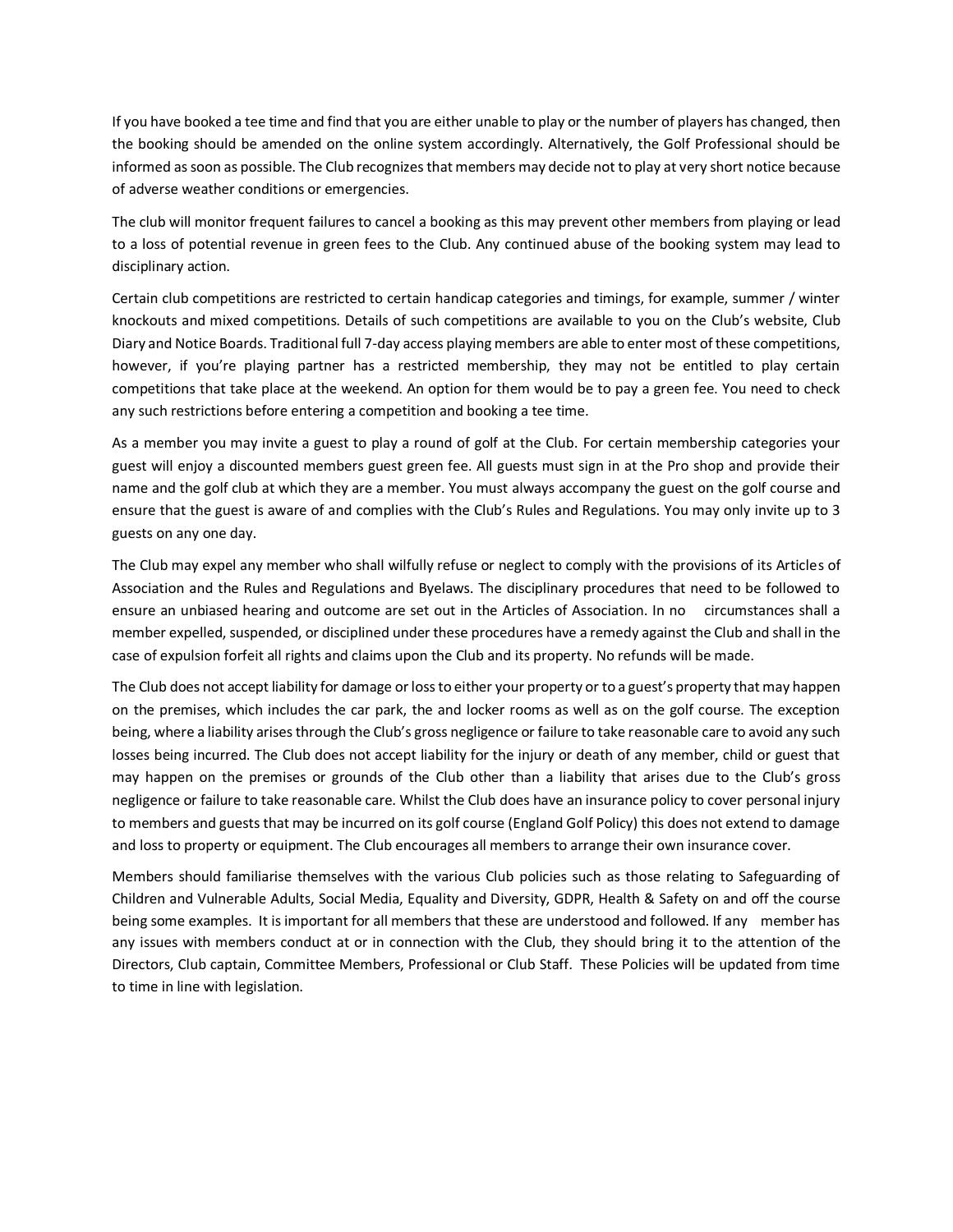If you have booked a tee time and find that you are either unable to play or the number of players has changed, then the booking should be amended on the online system accordingly. Alternatively, the Golf Professional should be informed as soon as possible. The Club recognizes that members may decide not to play at very short notice because of adverse weather conditions or emergencies.

The club will monitor frequent failures to cancel a booking as this may prevent other members from playing or lead to a loss of potential revenue in green fees to the Club. Any continued abuse of the booking system may lead to disciplinary action.

Certain club competitions are restricted to certain handicap categories and timings, for example, summer / winter knockouts and mixed competitions. Details of such competitions are available to you on the Club's website, Club Diary and Notice Boards. Traditional full 7-day access playing members are able to enter most of these competitions, however, if you're playing partner has a restricted membership, they may not be entitled to play certain competitions that take place at the weekend. An option for them would be to pay a green fee. You need to check any such restrictions before entering a competition and booking a tee time.

As a member you may invite a guest to play a round of golf at the Club. For certain membership categories your guest will enjoy a discounted members guest green fee. All guests must sign in at the Pro shop and provide their name and the golf club at which they are a member. You must always accompany the guest on the golf course and ensure that the guest is aware of and complies with the Club's Rules and Regulations. You may only invite up to 3 guests on any one day.

The Club may expel any member who shall wilfully refuse or neglect to comply with the provisions of its Articles of Association and the Rules and Regulations and Byelaws. The disciplinary procedures that need to be followed to ensure an unbiased hearing and outcome are set out in the Articles of Association. In no circumstances shall a member expelled, suspended, or disciplined under these procedures have a remedy against the Club and shall in the case of expulsion forfeit all rights and claims upon the Club and its property. No refunds will be made.

The Club does not accept liability for damage or loss to either your property or to a guest's property that may happen on the premises, which includes the car park, the and locker rooms as well as on the golf course. The exception being, where a liability arises through the Club's gross negligence or failure to take reasonable care to avoid any such losses being incurred. The Club does not accept liability for the injury or death of any member, child or guest that may happen on the premises or grounds of the Club other than a liability that arises due to the Club's gross negligence or failure to take reasonable care. Whilst the Club does have an insurance policy to cover personal injury to members and guests that may be incurred on its golf course (England Golf Policy) this does not extend to damage and loss to property or equipment. The Club encourages all members to arrange their own insurance cover.

Members should familiarise themselves with the various Club policies such as those relating to Safeguarding of Children and Vulnerable Adults, Social Media, Equality and Diversity, GDPR, Health & Safety on and off the course being some examples. It is important for all members that these are understood and followed. If any member has any issues with members conduct at or in connection with the Club, they should bring it to the attention of the Directors, Club captain, Committee Members, Professional or Club Staff. These Policies will be updated from time to time in line with legislation.